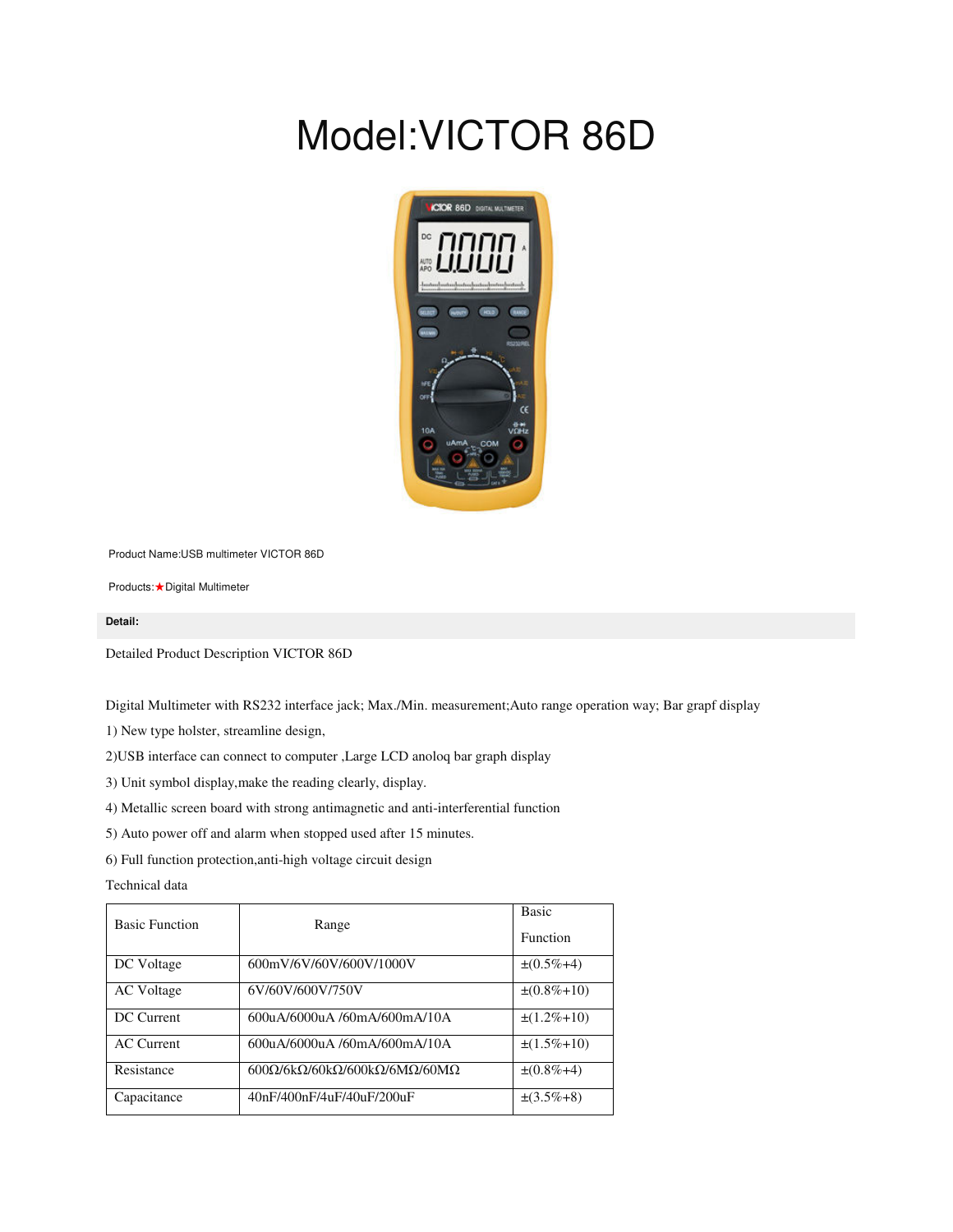# Model:VICTOR 86D

Product Name:USB multimeter VICTOR 86D

Products:★Digital Multimeter

**Detail:**

Detailed Product Description VICTOR 86D

Digital Multimeter with RS232 interface jack; Max./Min. measurement;Auto range operation way; Bar grapf display

1) New type holster, streamline design,

2)USB interface can connect to computer ,Large LCD anoloq bar graph display

3) Unit symbol display,make the reading clearly, display.

4) Metallic screen board with strong antimagnetic and anti-interferential function

5) Auto power off and alarm when stopped used after 15 minutes.

6) Full function protection,anti-high voltage circuit design

Technical data

| Basic Function | Range | Basic Function |
|---|---|---|
| DC Voltage | 600mV/6V/60V/600V/1000V | ±(0.5%+4) |
| AC Voltage | 6V/60V/600V/750V | ±(0.8%+10) |
| DC Current | 600uA/6000uA /60mA/600mA/10A | ±(1.2%+10) |
| AC Current | 600uA/6000uA /60mA/600mA/10A | ±(1.5%+10) |
| Resistance | 600Ω/6kΩ/60kΩ/600kΩ/6MΩ/60MΩ | ±(0.8%+4) |
| Capacitance | 40nF/400nF/4uF/40uF/200uF | ±(3.5%+8) |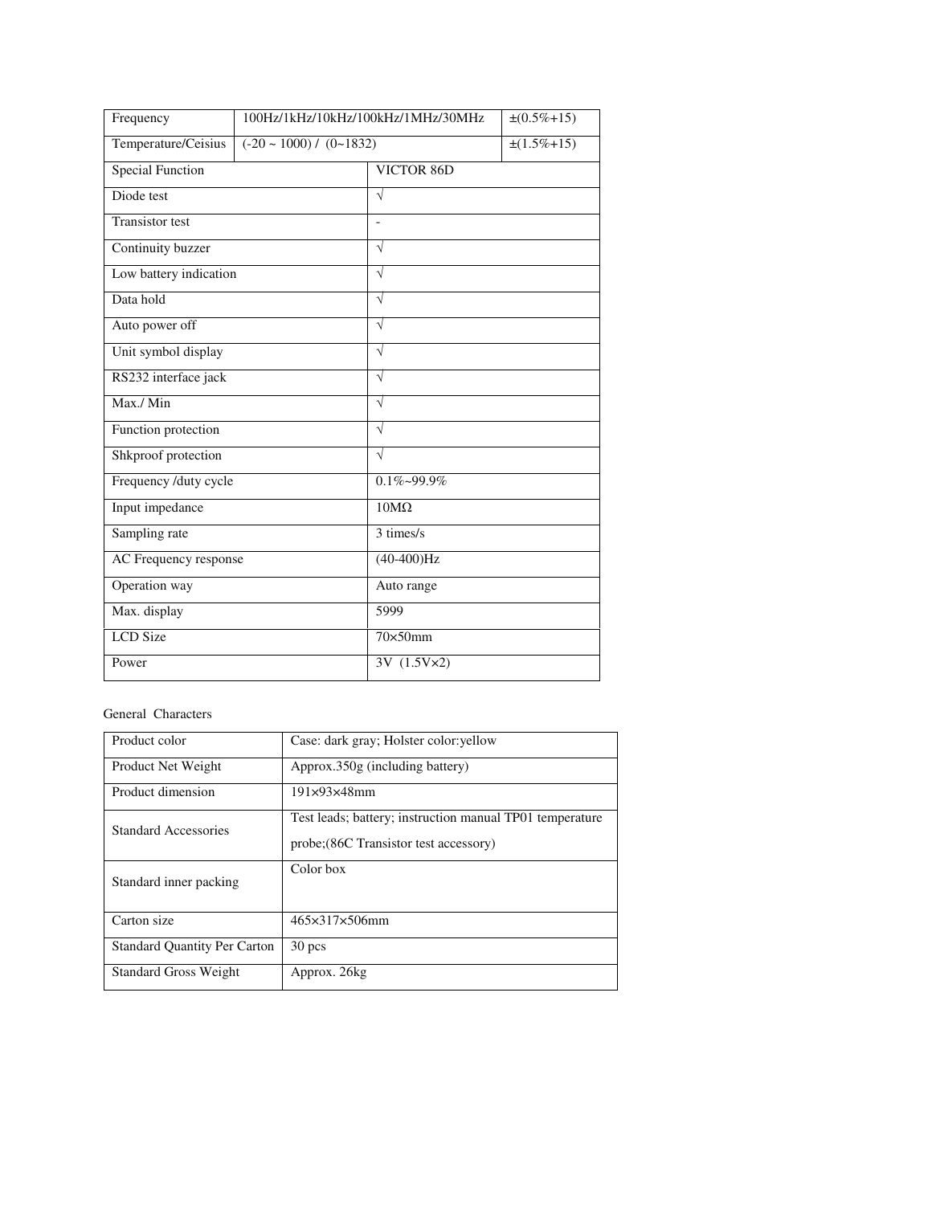| | | |
|---|---|---|
| Frequency | 100Hz/1kHz/10kHz/100kHz/1MHz/30MHz | ±(0.5%+15) |
| Temperature/Ceisius | (-20 ~ 1000) / (0~1832) | ±(1.5%+15) |

| Special Function | VICTOR 86D |
|---|---|
| Diode test | √ |
| Transistor test | - |
| Continuity buzzer | √ |
| Low battery indication | √ |
| Data hold | √ |
| Auto power off | √ |
| Unit symbol display | √ |
| RS232 interface jack | √ |
| Max./ Min | √ |
| Function protection | √ |
| Shkproof protection | √ |
| Frequency /duty cycle | 0.1%~99.9% |
| Input impedance | 10MΩ |
| Sampling rate | 3 times/s |
| AC Frequency response | (40-400)Hz |
| Operation way | Auto range |
| Max. display | 5999 |
| LCD Size | 70×50mm |
| Power | 3V (1.5V×2) |

General Characters

| | |
|---|---|
| Product color | Case: dark gray; Holster color:yellow |
| Product Net Weight | Approx.350g (including battery) |
| Product dimension | 191×93×48mm |
| Standard Accessories | Test leads; battery; instruction manual TP01 temperature probe;(86C Transistor test accessory) |
| Standard inner packing | Color box |
| Carton size | 465×317×506mm |
| Standard Quantity Per Carton | 30 pcs |
| Standard Gross Weight | Approx. 26kg |